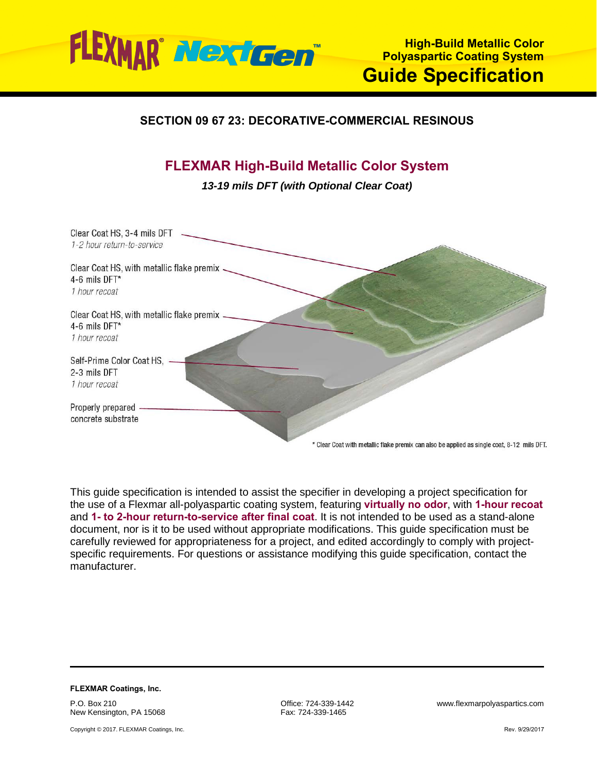FLEXMAR® NextGen™

**High-Build Metallic Color Polyaspartic Coating System**

# Guide Specification

## SECTION 09 67 23: DECORATIVE-COMMERCIAL RESINOUS

## FLEXMAR High-Build Metallic Color System

***13-19 mils DFT (with Optional Clear Coat)***

Clear Coat HS, 3-4 mils DFT
*1-2 hour return-to-service*

Clear Coat HS, with metallic flake premix
4-6 mils DFT*
*1 hour recoat*

Clear Coat HS, with metallic flake premix
4-6 mils DFT*
*1 hour recoat*

Self-Prime Color Coat HS,
2-3 mils DFT
*1 hour recoat*

Properly prepared
concrete substrate

* Clear Coat with metallic flake premix can also be applied as single coat, 8-12 mils DFT.

This guide specification is intended to assist the specifier in developing a project specification for the use of a Flexmar all-polyaspartic coating system, featuring **virtually no odor**, with **1-hour recoat** and **1- to 2-hour return-to-service after final coat**. It is not intended to be used as a stand-alone document, nor is it to be used without appropriate modifications. This guide specification must be carefully reviewed for appropriateness for a project, and edited accordingly to comply with project-specific requirements. For questions or assistance modifying this guide specification, contact the manufacturer.

**FLEXMAR Coatings, Inc.**

P.O. Box 210
New Kensington, PA 15068

Office: 724-339-1442
Fax: 724-339-1465

www.flexmarpolyaspartics.com

Copyright © 2017. FLEXMAR Coatings, Inc.

Rev. 9/29/2017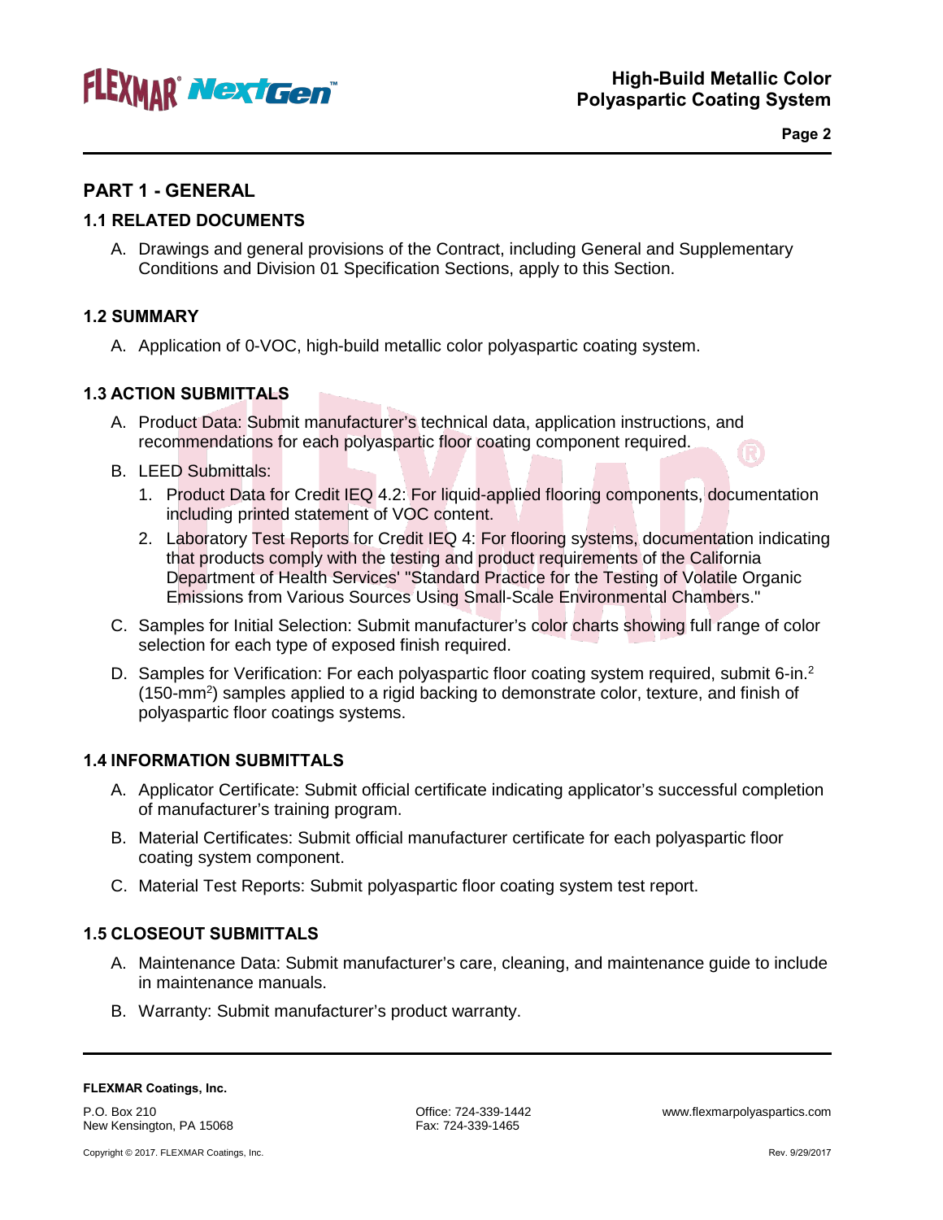## PART 1 - GENERAL

### 1.1 RELATED DOCUMENTS

A. Drawings and general provisions of the Contract, including General and Supplementary Conditions and Division 01 Specification Sections, apply to this Section.

### 1.2 SUMMARY

A. Application of 0-VOC, high-build metallic color polyaspartic coating system.

### 1.3 ACTION SUBMITTALS

A. Product Data: Submit manufacturer's technical data, application instructions, and recommendations for each polyaspartic floor coating component required.

B. LEED Submittals:

1. Product Data for Credit IEQ 4.2: For liquid-applied flooring components, documentation including printed statement of VOC content.
2. Laboratory Test Reports for Credit IEQ 4: For flooring systems, documentation indicating that products comply with the testing and product requirements of the California Department of Health Services' "Standard Practice for the Testing of Volatile Organic Emissions from Various Sources Using Small-Scale Environmental Chambers."

C. Samples for Initial Selection: Submit manufacturer's color charts showing full range of color selection for each type of exposed finish required.

D. Samples for Verification: For each polyaspartic floor coating system required, submit 6-in.$^2$ (150-mm$^2$) samples applied to a rigid backing to demonstrate color, texture, and finish of polyaspartic floor coatings systems.

### 1.4 INFORMATION SUBMITTALS

A. Applicator Certificate: Submit official certificate indicating applicator's successful completion of manufacturer's training program.

B. Material Certificates: Submit official manufacturer certificate for each polyaspartic floor coating system component.

C. Material Test Reports: Submit polyaspartic floor coating system test report.

### 1.5 CLOSEOUT SUBMITTALS

A. Maintenance Data: Submit manufacturer's care, cleaning, and maintenance guide to include in maintenance manuals.

B. Warranty: Submit manufacturer's product warranty.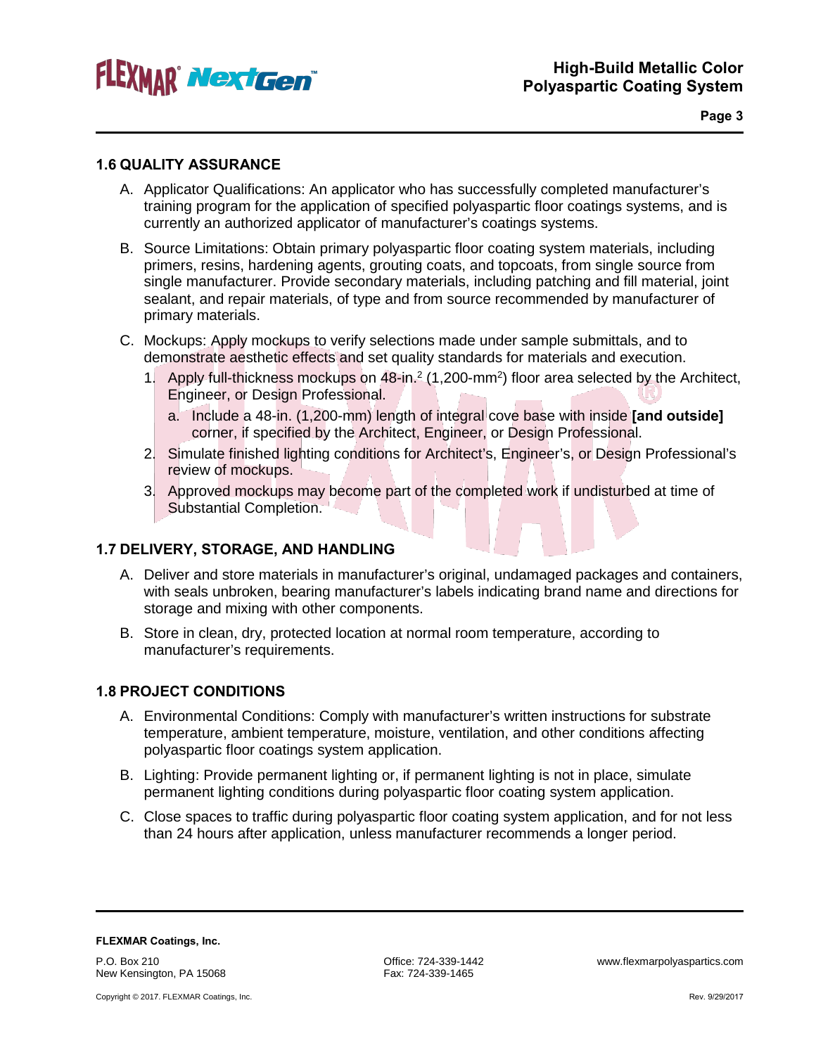## 1.6 QUALITY ASSURANCE

A. Applicator Qualifications: An applicator who has successfully completed manufacturer's training program for the application of specified polyaspartic floor coatings systems, and is currently an authorized applicator of manufacturer's coatings systems.

B. Source Limitations: Obtain primary polyaspartic floor coating system materials, including primers, resins, hardening agents, grouting coats, and topcoats, from single source from single manufacturer. Provide secondary materials, including patching and fill material, joint sealant, and repair materials, of type and from source recommended by manufacturer of primary materials.

C. Mockups: Apply mockups to verify selections made under sample submittals, and to demonstrate aesthetic effects and set quality standards for materials and execution.

   1. Apply full-thickness mockups on 48-in.$^2$ (1,200-mm$^2$) floor area selected by the Architect, Engineer, or Design Professional.

      a. Include a 48-in. (1,200-mm) length of integral cove base with inside **[and outside]** corner, if specified by the Architect, Engineer, or Design Professional.

   2. Simulate finished lighting conditions for Architect's, Engineer's, or Design Professional's review of mockups.

   3. Approved mockups may become part of the completed work if undisturbed at time of Substantial Completion.

## 1.7 DELIVERY, STORAGE, AND HANDLING

A. Deliver and store materials in manufacturer's original, undamaged packages and containers, with seals unbroken, bearing manufacturer's labels indicating brand name and directions for storage and mixing with other components.

B. Store in clean, dry, protected location at normal room temperature, according to manufacturer's requirements.

## 1.8 PROJECT CONDITIONS

A. Environmental Conditions: Comply with manufacturer's written instructions for substrate temperature, ambient temperature, moisture, ventilation, and other conditions affecting polyaspartic floor coatings system application.

B. Lighting: Provide permanent lighting or, if permanent lighting is not in place, simulate permanent lighting conditions during polyaspartic floor coating system application.

C. Close spaces to traffic during polyaspartic floor coating system application, and for not less than 24 hours after application, unless manufacturer recommends a longer period.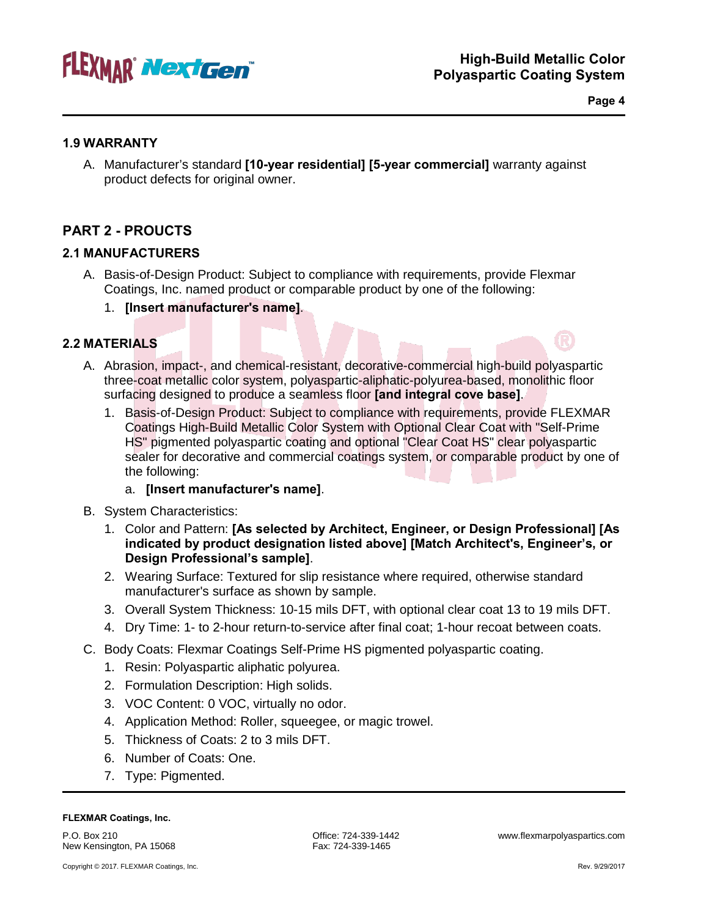## 1.9 WARRANTY

A. Manufacturer's standard **[10-year residential] [5-year commercial]** warranty against product defects for original owner.

# PART 2 - PROUCTS

## 2.1 MANUFACTURERS

A. Basis-of-Design Product: Subject to compliance with requirements, provide Flexmar Coatings, Inc. named product or comparable product by one of the following:

   1. **[Insert manufacturer's name]**.

## 2.2 MATERIALS

A. Abrasion, impact-, and chemical-resistant, decorative-commercial high-build polyaspartic three-coat metallic color system, polyaspartic-aliphatic-polyurea-based, monolithic floor surfacing designed to produce a seamless floor **[and integral cove base]**.

   1. Basis-of-Design Product: Subject to compliance with requirements, provide FLEXMAR Coatings High-Build Metallic Color System with Optional Clear Coat with "Self-Prime HS" pigmented polyaspartic coating and optional "Clear Coat HS" clear polyaspartic sealer for decorative and commercial coatings system, or comparable product by one of the following:

      a. **[Insert manufacturer's name]**.

B. System Characteristics:

   1. Color and Pattern: **[As selected by Architect, Engineer, or Design Professional] [As indicated by product designation listed above] [Match Architect's, Engineer's, or Design Professional's sample]**.
   2. Wearing Surface: Textured for slip resistance where required, otherwise standard manufacturer's surface as shown by sample.
   3. Overall System Thickness: 10-15 mils DFT, with optional clear coat 13 to 19 mils DFT.
   4. Dry Time: 1- to 2-hour return-to-service after final coat; 1-hour recoat between coats.

C. Body Coats: Flexmar Coatings Self-Prime HS pigmented polyaspartic coating.

   1. Resin: Polyaspartic aliphatic polyurea.
   2. Formulation Description: High solids.
   3. VOC Content: 0 VOC, virtually no odor.
   4. Application Method: Roller, squeegee, or magic trowel.
   5. Thickness of Coats: 2 to 3 mils DFT.
   6. Number of Coats: One.
   7. Type: Pigmented.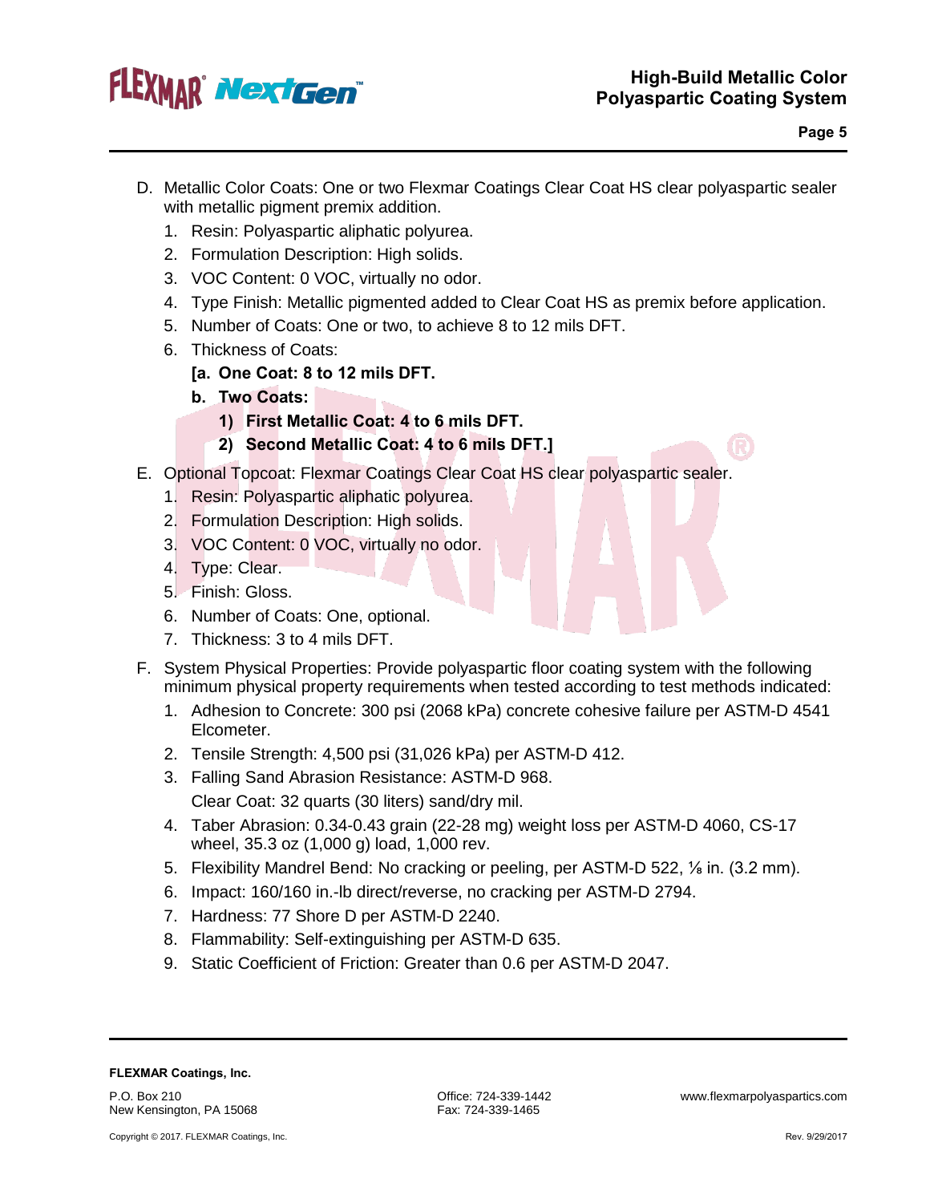D. Metallic Color Coats: One or two Flexmar Coatings Clear Coat HS clear polyaspartic sealer with metallic pigment premix addition.

   1. Resin: Polyaspartic aliphatic polyurea.
   2. Formulation Description: High solids.
   3. VOC Content: 0 VOC, virtually no odor.
   4. Type Finish: Metallic pigmented added to Clear Coat HS as premix before application.
   5. Number of Coats: One or two, to achieve 8 to 12 mils DFT.
   6. Thickness of Coats:

      **[a. One Coat: 8 to 12 mils DFT.**

      **b. Two Coats:**

         **1) First Metallic Coat: 4 to 6 mils DFT.**

         **2) Second Metallic Coat: 4 to 6 mils DFT.]**

E. Optional Topcoat: Flexmar Coatings Clear Coat HS clear polyaspartic sealer.

   1. Resin: Polyaspartic aliphatic polyurea.
   2. Formulation Description: High solids.
   3. VOC Content: 0 VOC, virtually no odor.
   4. Type: Clear.
   5. Finish: Gloss.
   6. Number of Coats: One, optional.
   7. Thickness: 3 to 4 mils DFT.

F. System Physical Properties: Provide polyaspartic floor coating system with the following minimum physical property requirements when tested according to test methods indicated:

   1. Adhesion to Concrete: 300 psi (2068 kPa) concrete cohesive failure per ASTM-D 4541 Elcometer.
   2. Tensile Strength: 4,500 psi (31,026 kPa) per ASTM-D 412.
   3. Falling Sand Abrasion Resistance: ASTM-D 968.
      Clear Coat: 32 quarts (30 liters) sand/dry mil.
   4. Taber Abrasion: 0.34-0.43 grain (22-28 mg) weight loss per ASTM-D 4060, CS-17 wheel, 35.3 oz (1,000 g) load, 1,000 rev.
   5. Flexibility Mandrel Bend: No cracking or peeling, per ASTM-D 522, ⅛ in. (3.2 mm).
   6. Impact: 160/160 in.-lb direct/reverse, no cracking per ASTM-D 2794.
   7. Hardness: 77 Shore D per ASTM-D 2240.
   8. Flammability: Self-extinguishing per ASTM-D 635.
   9. Static Coefficient of Friction: Greater than 0.6 per ASTM-D 2047.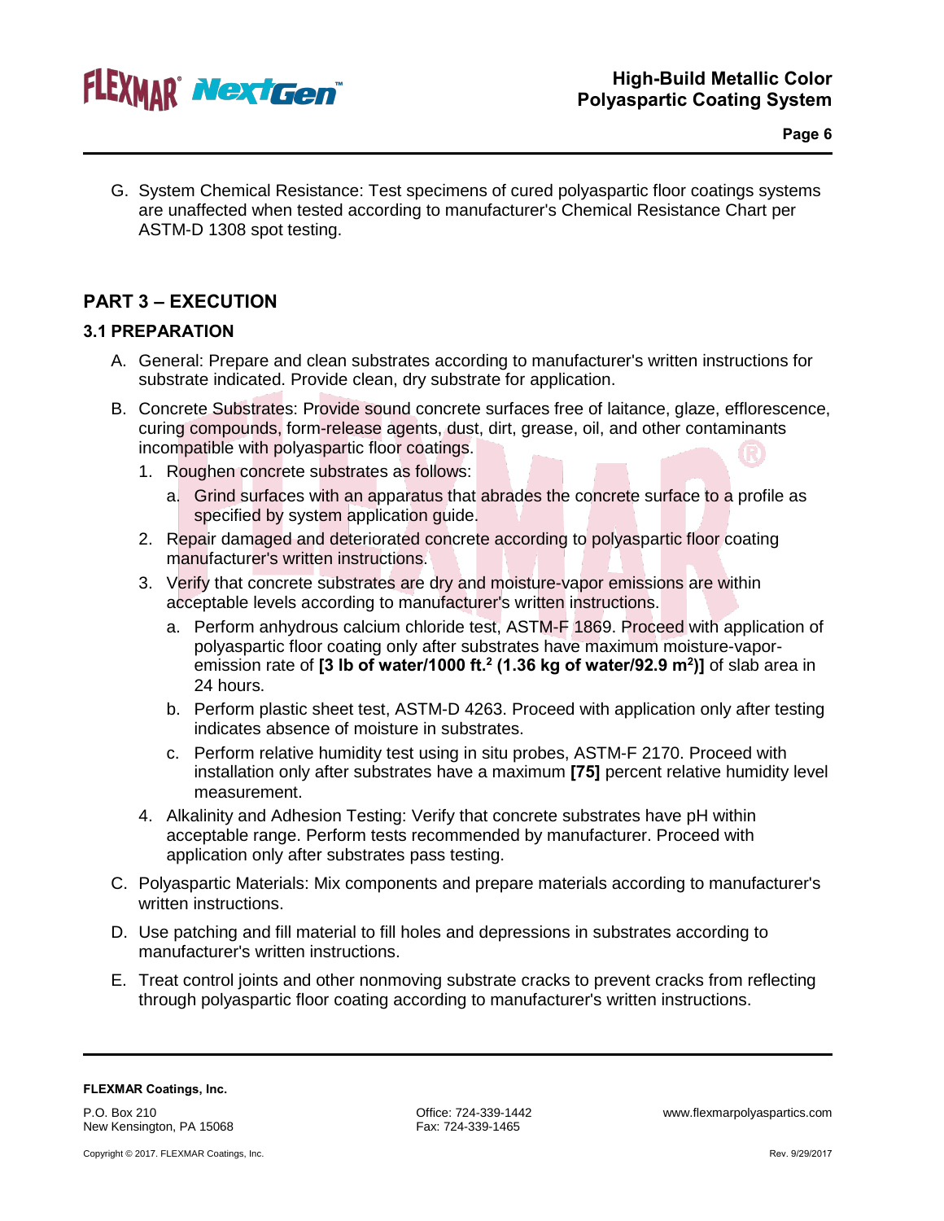G. System Chemical Resistance: Test specimens of cured polyaspartic floor coatings systems are unaffected when tested according to manufacturer's Chemical Resistance Chart per ASTM-D 1308 spot testing.

## PART 3 – EXECUTION

### 3.1 PREPARATION

A. General: Prepare and clean substrates according to manufacturer's written instructions for substrate indicated. Provide clean, dry substrate for application.

B. Concrete Substrates: Provide sound concrete surfaces free of laitance, glaze, efflorescence, curing compounds, form-release agents, dust, dirt, grease, oil, and other contaminants incompatible with polyaspartic floor coatings.

1. Roughen concrete substrates as follows:
   a. Grind surfaces with an apparatus that abrades the concrete surface to a profile as specified by system application guide.
2. Repair damaged and deteriorated concrete according to polyaspartic floor coating manufacturer's written instructions.
3. Verify that concrete substrates are dry and moisture-vapor emissions are within acceptable levels according to manufacturer's written instructions.
   a. Perform anhydrous calcium chloride test, ASTM-F 1869. Proceed with application of polyaspartic floor coating only after substrates have maximum moisture-vapor-emission rate of **[3 lb of water/1000 ft.$^2$ (1.36 kg of water/92.9 m$^2$)]** of slab area in 24 hours.
   b. Perform plastic sheet test, ASTM-D 4263. Proceed with application only after testing indicates absence of moisture in substrates.
   c. Perform relative humidity test using in situ probes, ASTM-F 2170. Proceed with installation only after substrates have a maximum **[75]** percent relative humidity level measurement.
4. Alkalinity and Adhesion Testing: Verify that concrete substrates have pH within acceptable range. Perform tests recommended by manufacturer. Proceed with application only after substrates pass testing.

C. Polyaspartic Materials: Mix components and prepare materials according to manufacturer's written instructions.

D. Use patching and fill material to fill holes and depressions in substrates according to manufacturer's written instructions.

E. Treat control joints and other nonmoving substrate cracks to prevent cracks from reflecting through polyaspartic floor coating according to manufacturer's written instructions.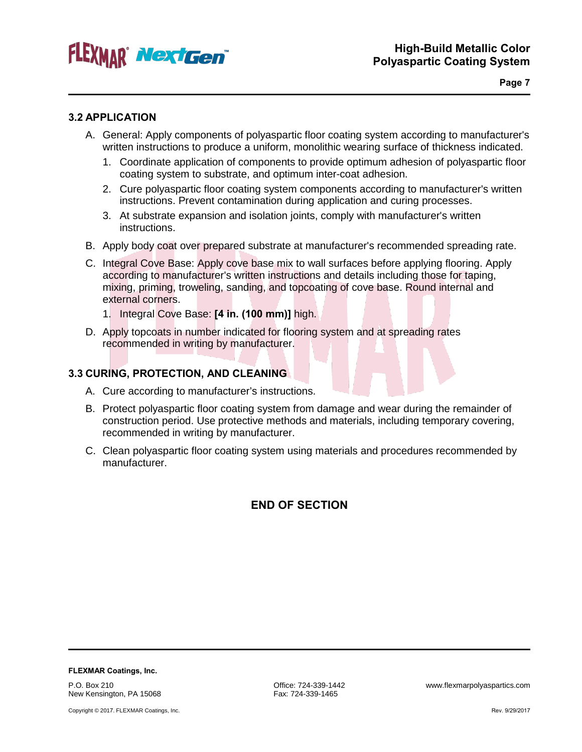### 3.2 APPLICATION

A. General: Apply components of polyaspartic floor coating system according to manufacturer's written instructions to produce a uniform, monolithic wearing surface of thickness indicated.

   1. Coordinate application of components to provide optimum adhesion of polyaspartic floor coating system to substrate, and optimum inter-coat adhesion.
   2. Cure polyaspartic floor coating system components according to manufacturer's written instructions. Prevent contamination during application and curing processes.
   3. At substrate expansion and isolation joints, comply with manufacturer's written instructions.

B. Apply body coat over prepared substrate at manufacturer's recommended spreading rate.

C. Integral Cove Base: Apply cove base mix to wall surfaces before applying flooring. Apply according to manufacturer's written instructions and details including those for taping, mixing, priming, troweling, sanding, and topcoating of cove base. Round internal and external corners.

   1. Integral Cove Base: **[4 in. (100 mm)]** high.

D. Apply topcoats in number indicated for flooring system and at spreading rates recommended in writing by manufacturer.

### 3.3 CURING, PROTECTION, AND CLEANING

A. Cure according to manufacturer's instructions.

B. Protect polyaspartic floor coating system from damage and wear during the remainder of construction period. Use protective methods and materials, including temporary covering, recommended in writing by manufacturer.

C. Clean polyaspartic floor coating system using materials and procedures recommended by manufacturer.

**END OF SECTION**